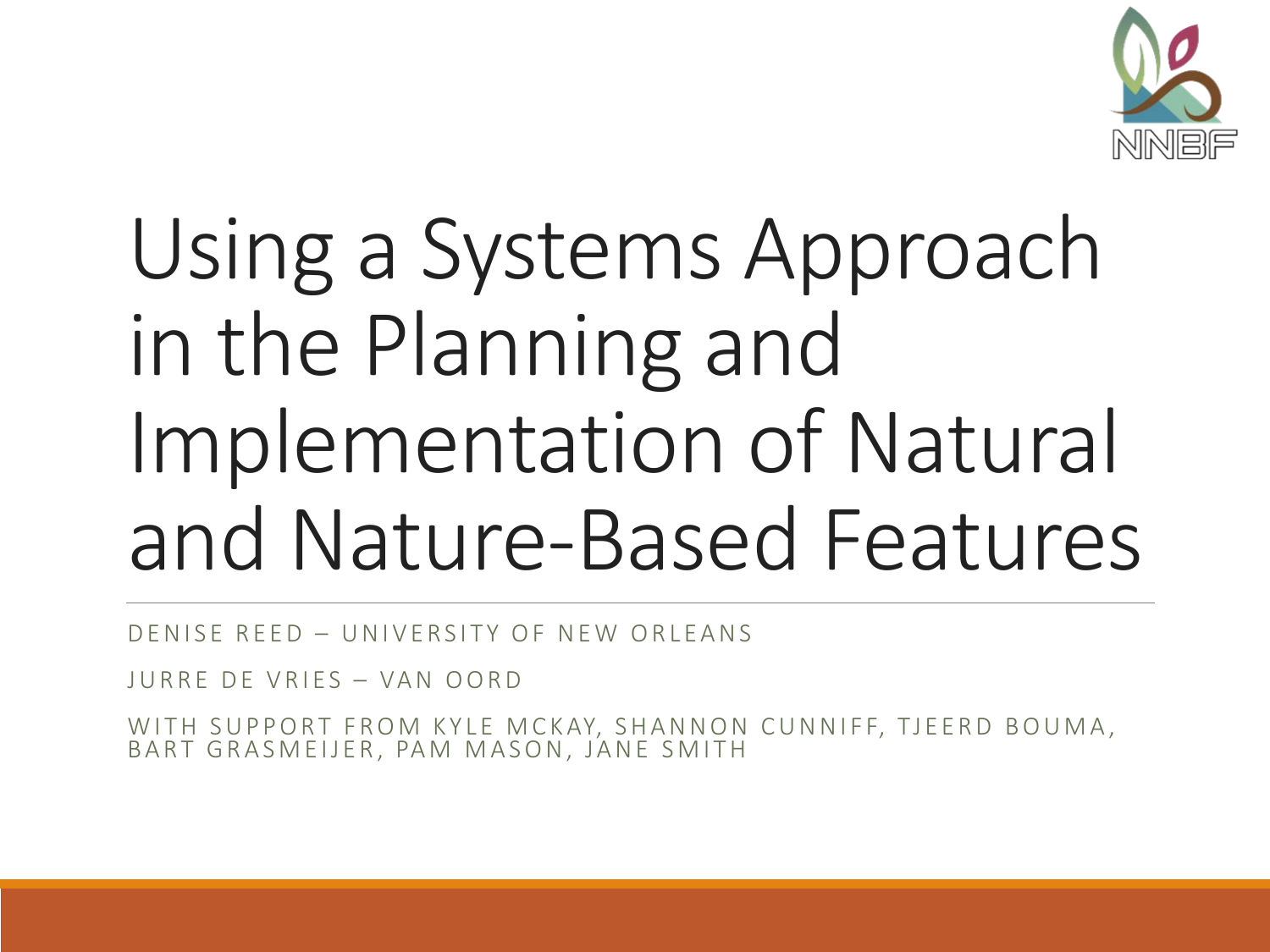# Using a Systems Approach in the Planning and Implementation of Natural and Nature-Based Features

DENISE REED – UNIVERSITY OF NEW ORLEANS

JURRE DE VRIES – VAN OORD

WITH SUPPORT FROM KYLE MCKAY, SHANNON CUNNIFF, TJEERD BOUMA, BART GRASMEIJER, PAM MASON, JANE SMITH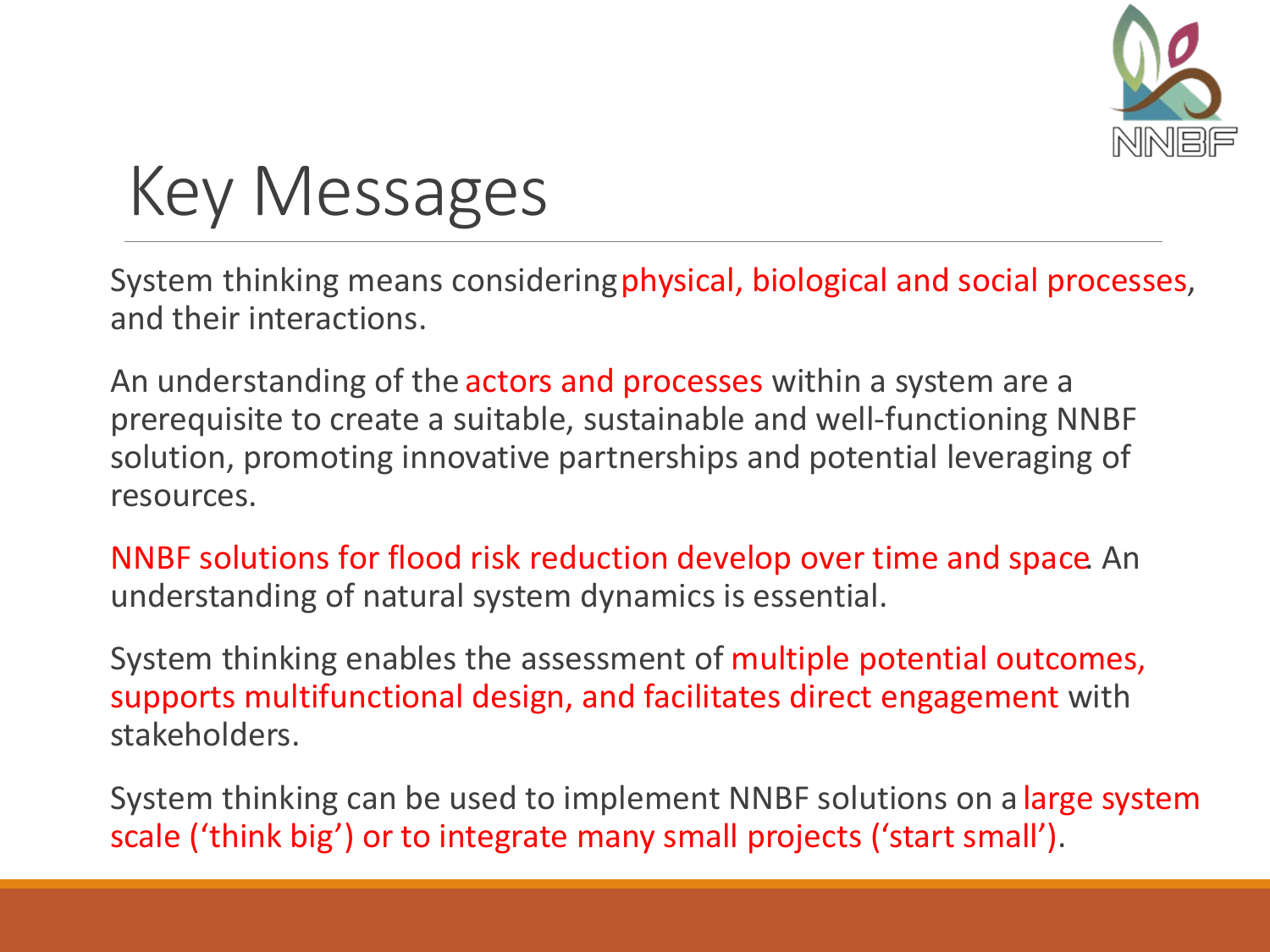# Key Messages

System thinking means considering physical, biological and social processes, and their interactions.

An understanding of the actors and processes within a system are a prerequisite to create a suitable, sustainable and well-functioning NNBF solution, promoting innovative partnerships and potential leveraging of resources.

NNBF solutions for flood risk reduction develop over time and space. An understanding of natural system dynamics is essential.

System thinking enables the assessment of multiple potential outcomes, supports multifunctional design, and facilitates direct engagement with stakeholders.

System thinking can be used to implement NNBF solutions on a large system scale ('think big') or to integrate many small projects ('start small').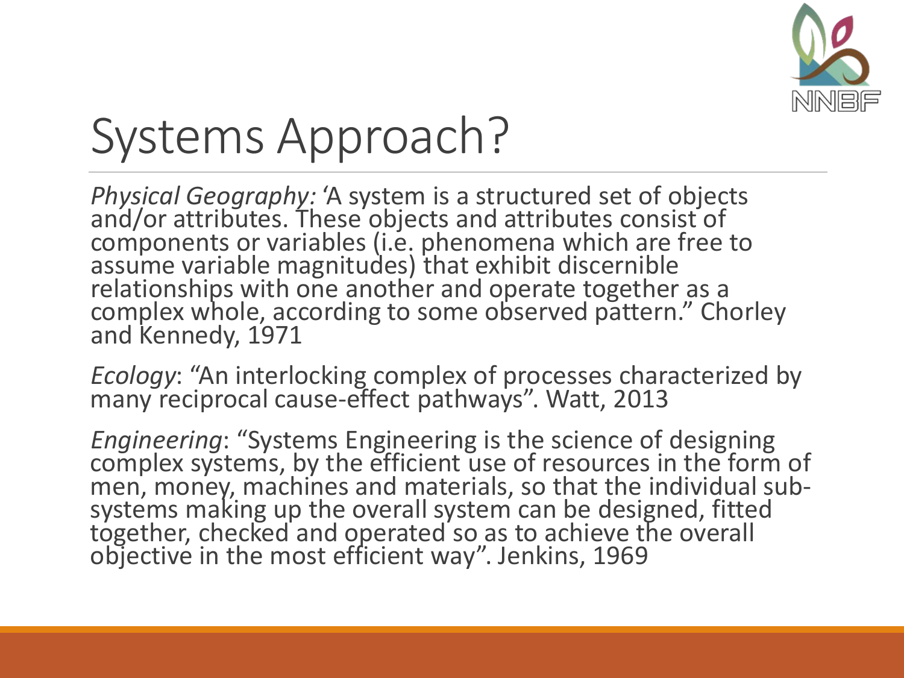# Systems Approach?

*Physical Geography:* ‘A system is a structured set of objects and/or attributes. These objects and attributes consist of components or variables (i.e. phenomena which are free to assume variable magnitudes) that exhibit discernible relationships with one another and operate together as a complex whole, according to some observed pattern.” Chorley and Kennedy, 1971

*Ecology*: “An interlocking complex of processes characterized by many reciprocal cause-effect pathways”. Watt, 2013

*Engineering*: “Systems Engineering is the science of designing complex systems, by the efficient use of resources in the form of men, money, machines and materials, so that the individual sub-systems making up the overall system can be designed, fitted together, checked and operated so as to achieve the overall objective in the most efficient way”. Jenkins, 1969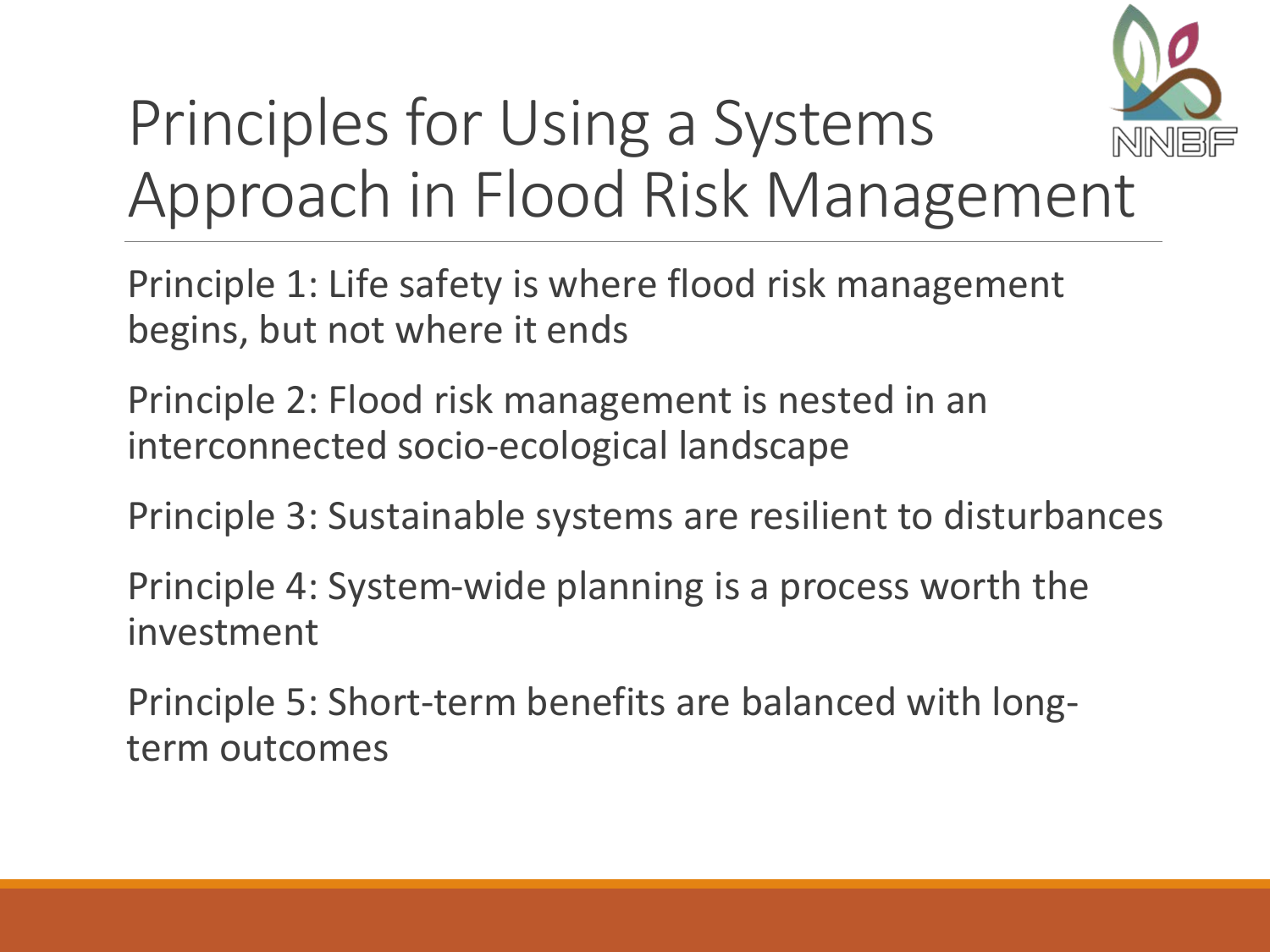# Principles for Using a Systems Approach in Flood Risk Management

Principle 1: Life safety is where flood risk management begins, but not where it ends

Principle 2: Flood risk management is nested in an interconnected socio-ecological landscape

Principle 3: Sustainable systems are resilient to disturbances

Principle 4: System-wide planning is a process worth the investment

Principle 5: Short-term benefits are balanced with long-term outcomes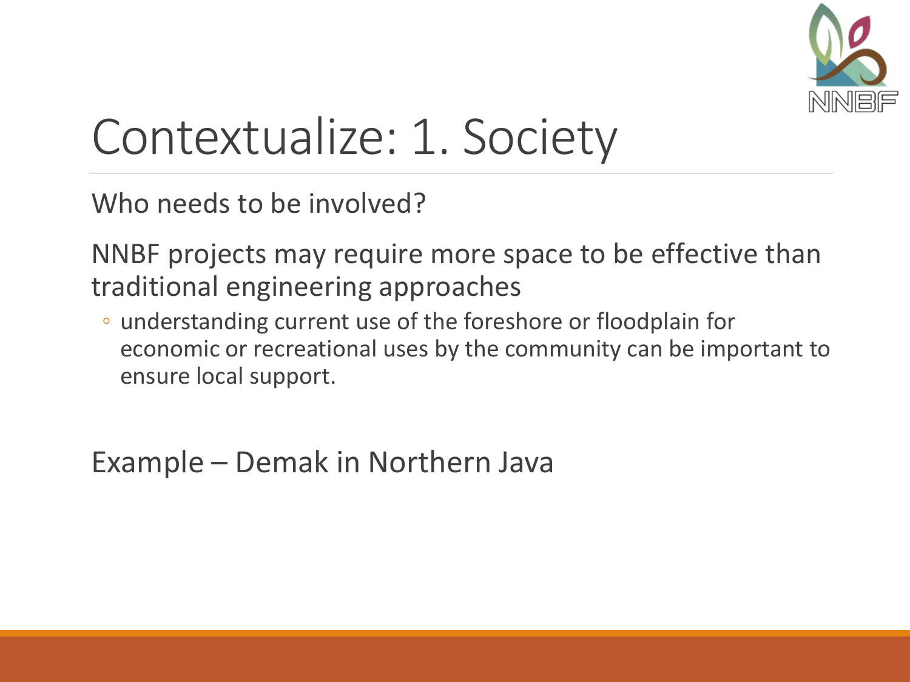# Contextualize: 1. Society

Who needs to be involved?

NNBF projects may require more space to be effective than traditional engineering approaches

- understanding current use of the foreshore or floodplain for economic or recreational uses by the community can be important to ensure local support.

Example – Demak in Northern Java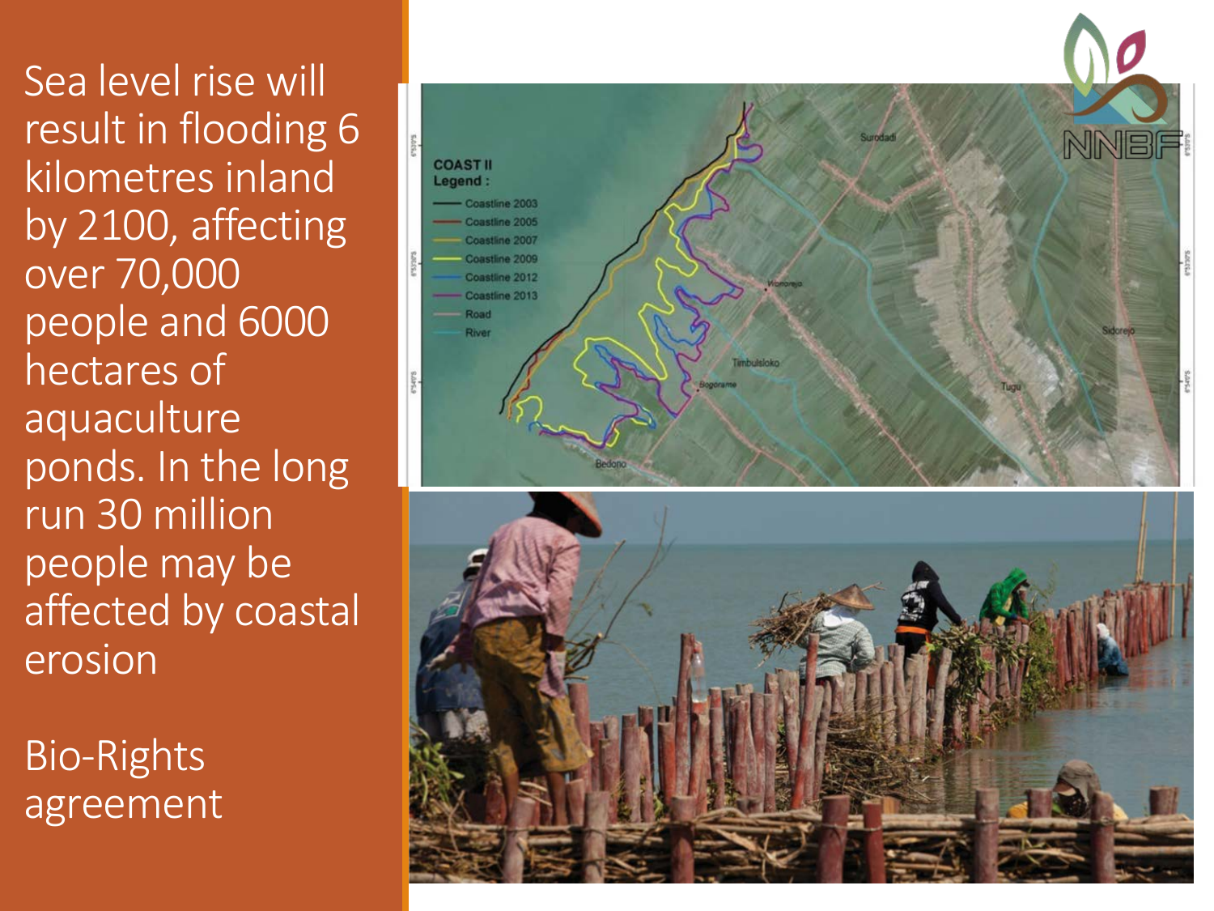Sea level rise will result in flooding 6 kilometres inland by 2100, affecting over 70,000 people and 6000 hectares of aquaculture ponds. In the long run 30 million people may be affected by coastal erosion

Bio-Rights agreement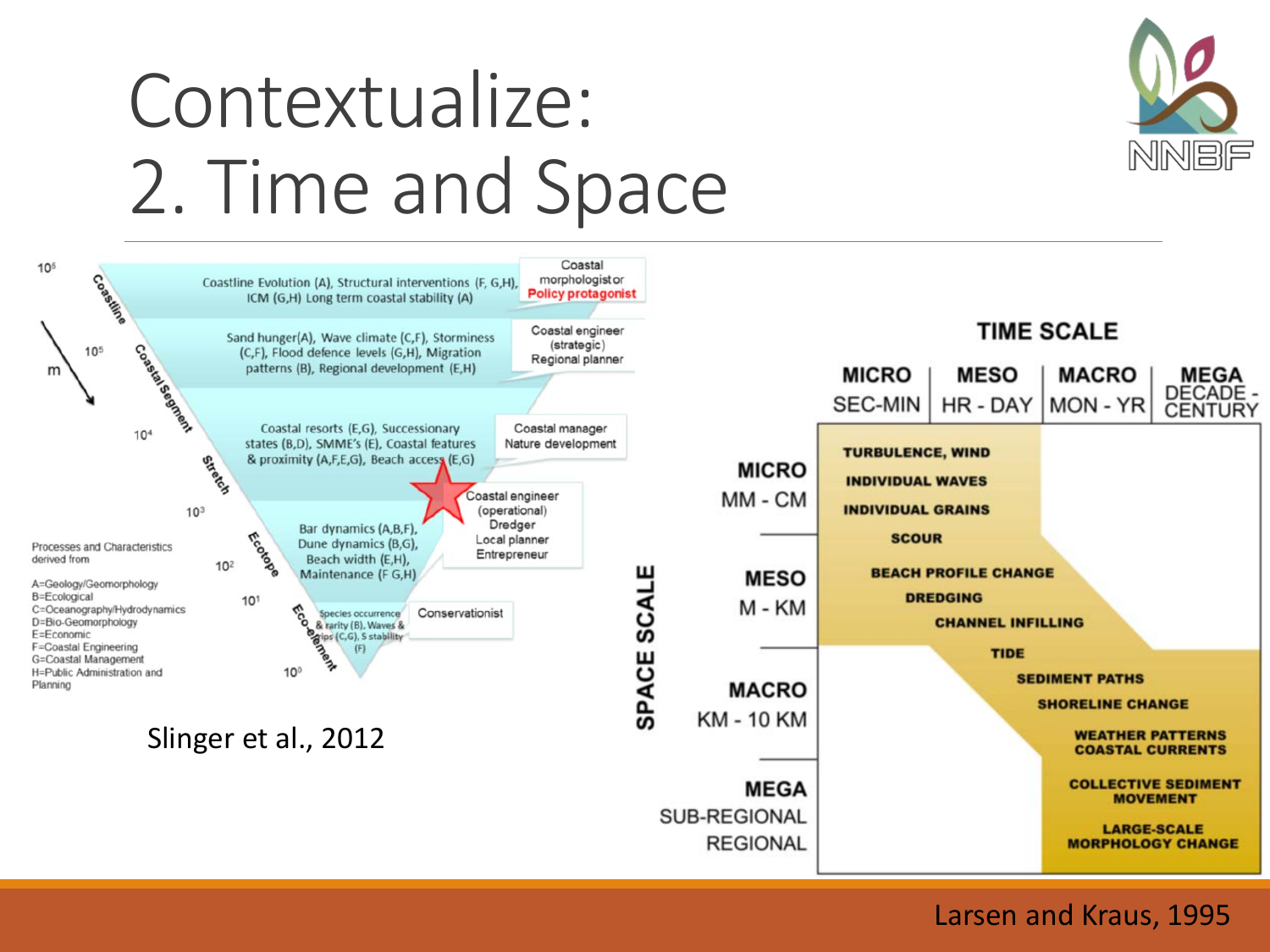# Contextualize:
# 2. Time and Space

| Scale (m) | Level | Processes and Characteristics | Actor |
| --- | --- | --- | --- |
| $10^6$ | Coastline | Coastline Evolution (A), Structural interventions (F, G,H), ICM (G,H) Long term coastal stability (A) | Coastal morphologist or **Policy protagonist** |
| $10^5$ | Coastal Segment | Sand hunger(A), Wave climate (C,F), Storminess (C,F), Flood defence levels (G,H), Migration patterns (B), Regional development (E,H) | Coastal engineer (strategic) Regional planner |
| $10^4$ | Stretch | Coastal resorts (E,G), Successionary states (B,D), SMME's (E), Coastal features & proximity (A,F,E,G), Beach access (E,G) | Coastal manager Nature development |
| $10^3$ – $10^2$ | Ecotope | Bar dynamics (A,B,F), Dune dynamics (B,G), Beach width (E,H), Maintenance (F G,H) | Coastal engineer (operational) Dredger Local planner Entrepreneur |
| $10^1$ – $10^0$ | Eco-element | Species occurrence & rarity (B), Waves & rips (C,G), S stability (F) | Conservationist |

Processes and Characteristics derived from

- A=Geology/Geomorphology
- B=Ecological
- C=Oceanography/Hydrodynamics
- D=Bio-Geomorphology
- E=Economic
- F=Coastal Engineering
- G=Coastal Management
- H=Public Administration and Planning

Slinger et al., 2012

**TIME SCALE**: MICRO (SEC-MIN), MESO (HR - DAY), MACRO (MON - YR), MEGA (DECADE - CENTURY)

**SPACE SCALE**: MICRO (MM - CM), MESO (M - KM), MACRO (KM - 10 KM), MEGA (SUB-REGIONAL, REGIONAL)

| Space scale | Processes |
| --- | --- |
| MICRO (MM - CM) | TURBULENCE, WIND; INDIVIDUAL WAVES; INDIVIDUAL GRAINS; SCOUR |
| MESO (M - KM) | BEACH PROFILE CHANGE; DREDGING; CHANNEL INFILLING |
| MACRO (KM - 10 KM) | TIDE; SEDIMENT PATHS; SHORELINE CHANGE; WEATHER PATTERNS, COASTAL CURRENTS |
| MEGA (SUB-REGIONAL, REGIONAL) | COLLECTIVE SEDIMENT MOVEMENT; LARGE-SCALE MORPHOLOGY CHANGE |

Larsen and Kraus, 1995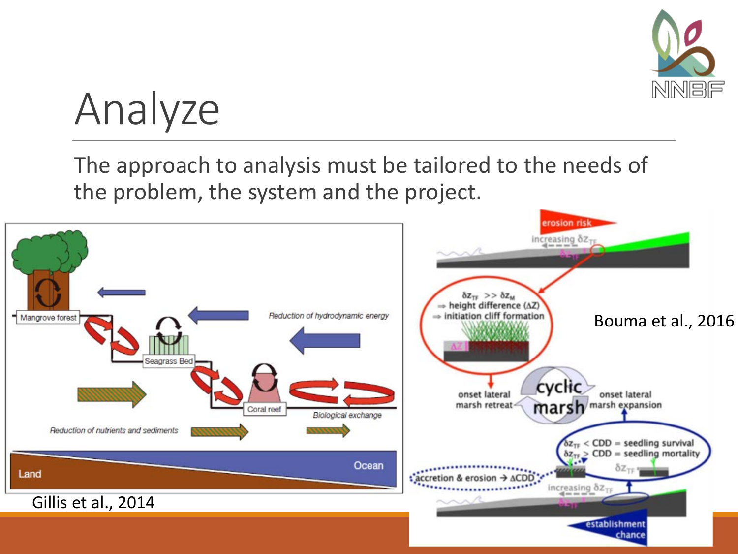# Analyze

The approach to analysis must be tailored to the needs of the problem, the system and the project.

Gillis et al., 2014

Bouma et al., 2016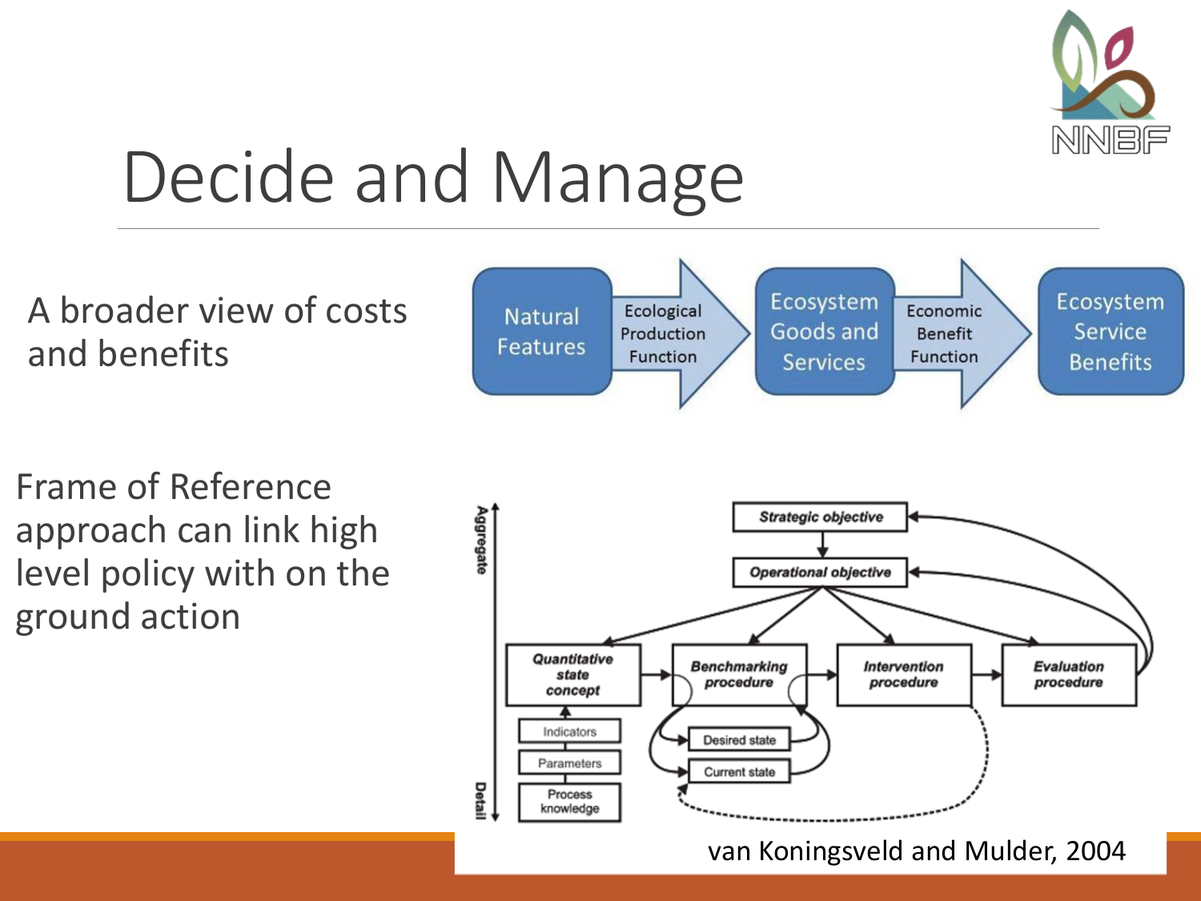# Decide and Manage

A broader view of costs and benefits

Natural Features → Ecological Production Function → Ecosystem Goods and Services → Economic Benefit Function → Ecosystem Service Benefits

Frame of Reference approach can link high level policy with on the ground action

Aggregate ↔ Detail

Strategic objective → Operational objective → Quantitative state concept → Benchmarking procedure → Intervention procedure → Evaluation procedure

Indicators, Parameters, Process knowledge, Desired state, Current state

van Koningsveld and Mulder, 2004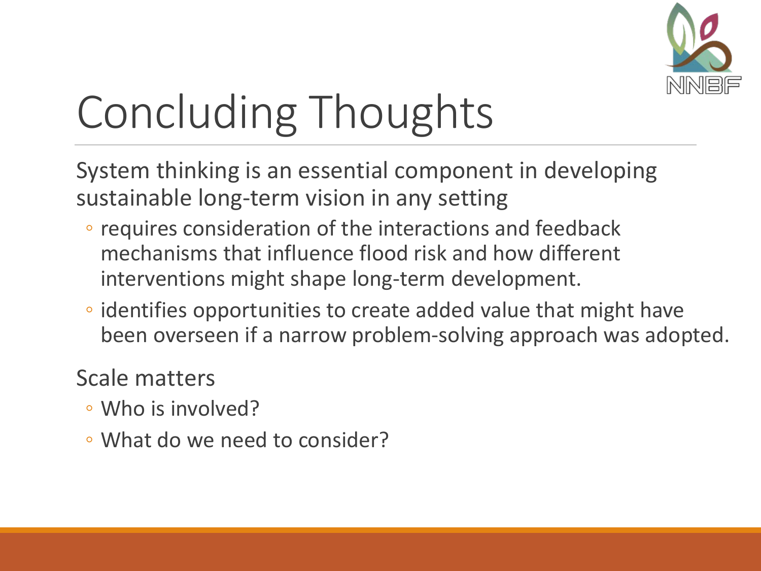# Concluding Thoughts

System thinking is an essential component in developing sustainable long-term vision in any setting

- requires consideration of the interactions and feedback mechanisms that influence flood risk and how different interventions might shape long-term development.
- identifies opportunities to create added value that might have been overseen if a narrow problem-solving approach was adopted.

Scale matters

- Who is involved?
- What do we need to consider?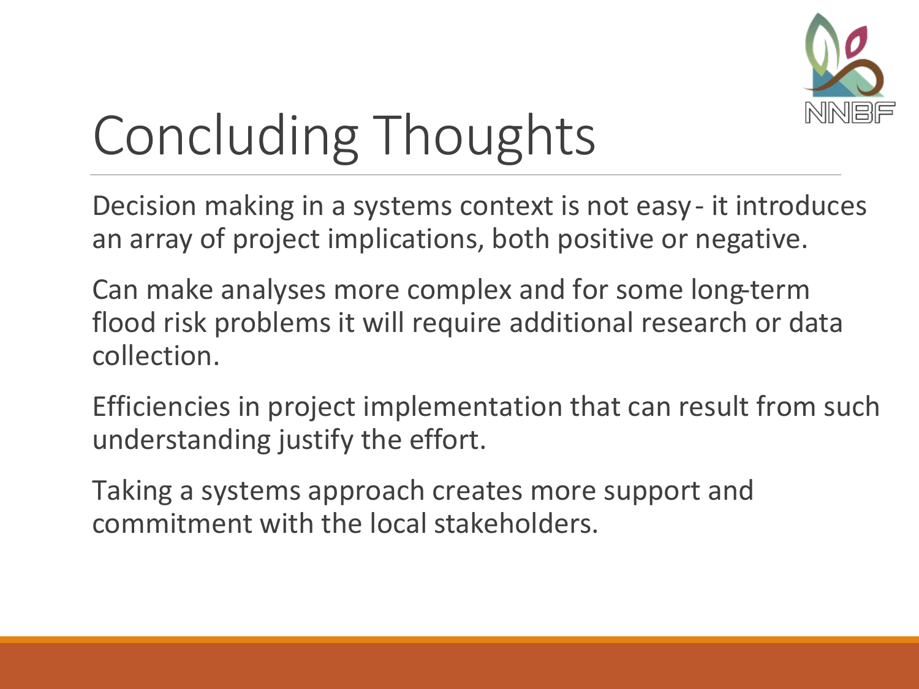# Concluding Thoughts

Decision making in a systems context is not easy - it introduces an array of project implications, both positive or negative.

Can make analyses more complex and for some long-term flood risk problems it will require additional research or data collection.

Efficiencies in project implementation that can result from such understanding justify the effort.

Taking a systems approach creates more support and commitment with the local stakeholders.